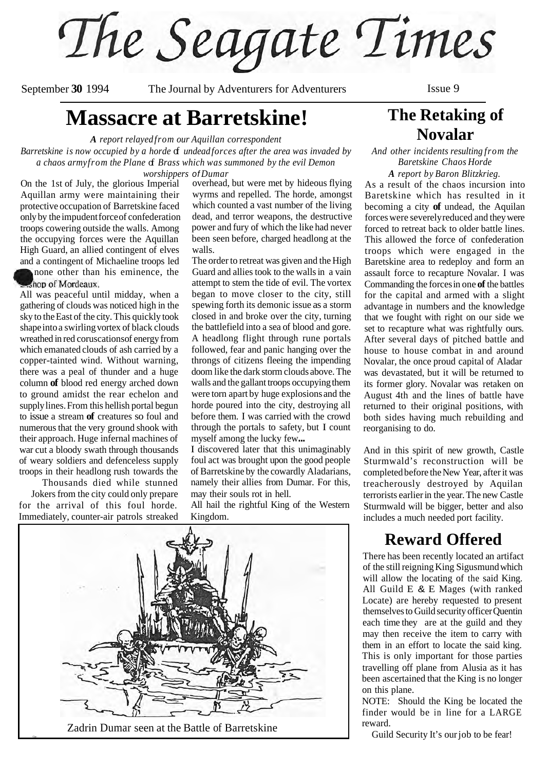# The Seagate Times

September **30** 1994 The Journal by Adventurers for Adventurers Issue 9

## Massacre at Barretskine!

***A** report relayed from our Aquillan correspondent*

*Barretskine is now occupied by a horde of undead forces after the area was invaded by a chaos army from the Plane of Brass which was summoned by the evil Demon worshippers of Dumar*

On the 1st of July, the glorious Imperial Aquillan army were maintaining their protective occupation of Barretskine faced only by the impudent force of confederation troops cowering outside the walls. Among the occupying forces were the Aquillan High Guard, an allied contingent of elves and a contingent of Michaeline troops led by none other than his eminence, the Bishop of Mordeaux.

All was peaceful until midday, when a gathering of clouds was noticed high in the sky to the East of the city. This quickly took shape into a swirling vortex of black clouds wreathed in red coruscations of energy from which emanated clouds of ash carried by a copper-tainted wind. Without warning, there was a peal of thunder and a huge column **of** blood red energy arched down to ground amidst the rear echelon and supply lines. From this hellish portal begun to issue a stream **of** creatures so foul and numerous that the very ground shook with their approach. Huge infernal machines of war cut a bloody swath through thousands of weary soldiers and defenceless supply troops in their headlong rush towards the

Thousands died while stunned Jokers from the city could only prepare for the arrival of this foul horde. Immediately, counter-air patrols streaked overhead, but were met by hideous flying wyrms and repelled. The horde, amongst which counted a vast number of the living dead, and terror weapons, the destructive power and fury of which the like had never been seen before, charged headlong at the walls.

The order to retreat was given and the High Guard and allies took to the walls in a vain attempt to stem the tide of evil. The vortex began to move closer to the city, still spewing forth its demonic issue as a storm closed in and broke over the city, turning the battlefield into a sea of blood and gore. A headlong flight through rune portals followed, fear and panic hanging over the throngs of citizens fleeing the impending doom like the dark storm clouds above. The walls and the gallant troops occupying them were torn apart by huge explosions and the horde poured into the city, destroying all before them. I was carried with the crowd through the portals to safety, but I count myself among the lucky few**...**

I discovered later that this unimaginably foul act was brought upon the good people of Barretskine by the cowardly Aladarians, namely their allies from Dumar. For this, may their souls rot in hell.

All hail the rightful King of the Western Kingdom.

Zadrin Dumar seen at the Battle of Barretskine

## The Retaking of Novalar

*And other incidents resulting from the Baretskine Chaos Horde*

***A** report by Baron Blitzkrieg.*

As a result of the chaos incursion into Baretskine which has resulted in it becoming a city **of** undead, the Aquilan forces were severely reduced and they were forced to retreat back to older battle lines. This allowed the force of confederation troops which were engaged in the Baretskine area to redeploy and form an assault force to recapture Novalar. I was Commanding the forces in one **of** the battles for the capital and armed with a slight advantage in numbers and the knowledge that we fought with right on our side we set to recapture what was rightfully ours. After several days of pitched battle and house to house combat in and around Novalar, the once proud capital of Aladar was devastated, but it will be returned to its former glory. Novalar was retaken on August 4th and the lines of battle have returned to their original positions, with both sides having much rebuilding and reorganising to do.

And in this spirit of new growth, Castle Sturmwald's reconstruction will be completed before the New Year, after it was treacherously destroyed by Aquilan terrorists earlier in the year. The new Castle Sturmwald will be bigger, better and also includes a much needed port facility.

## Reward Offered

There has been recently located an artifact of the still reigning King Sigusmund which will allow the locating of the said King. All Guild E & E Mages (with ranked Locate) are hereby requested to present themselves to Guild security officer Quentin each time they are at the guild and they may then receive the item to carry with them in an effort to locate the said king. This is only important for those parties travelling off plane from Alusia as it has been ascertained that the King is no longer on this plane.

NOTE: Should the King be located the finder would be in line for a LARGE reward.

Guild Security It's our job to be fear!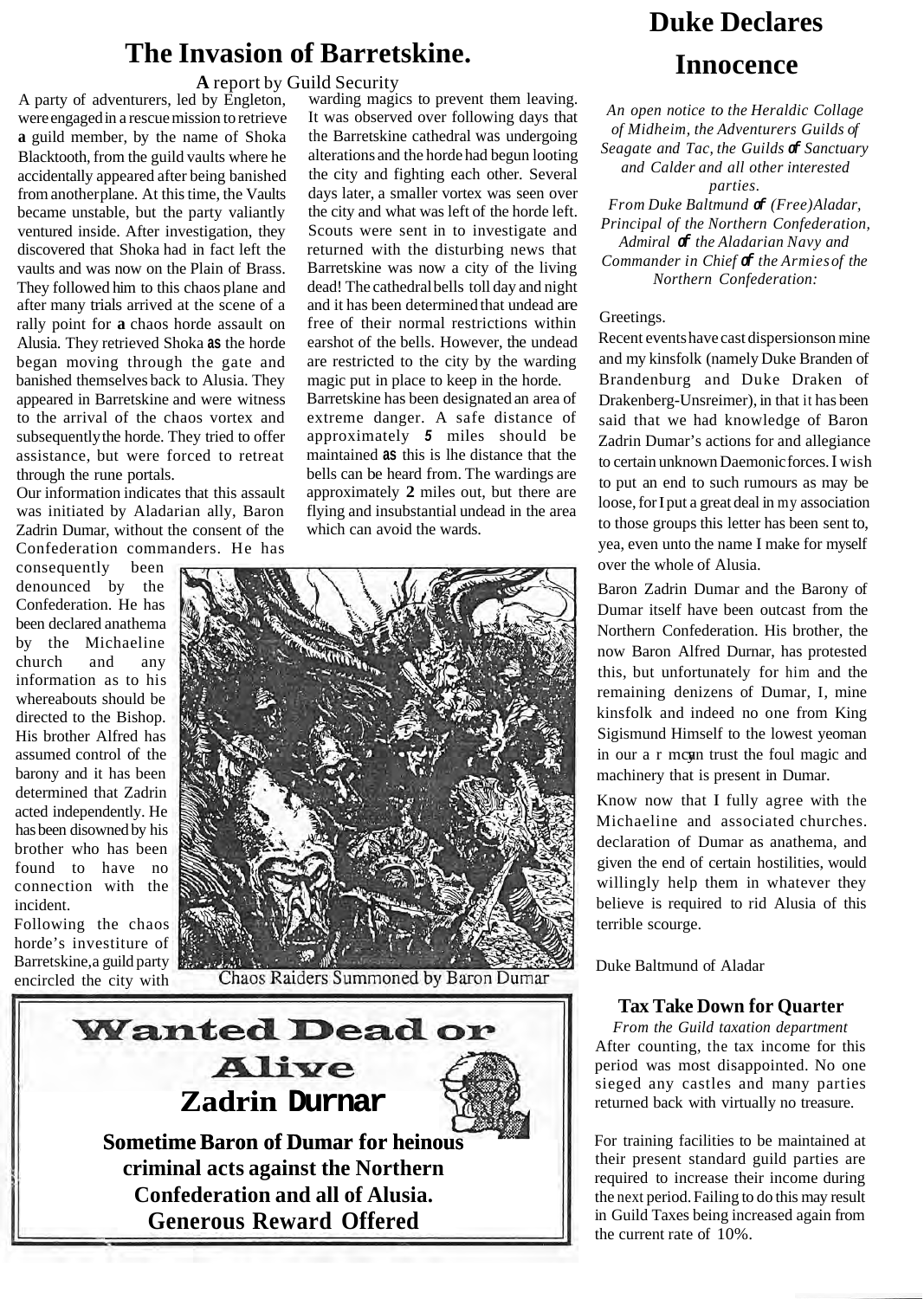# The Invasion of Barretskine.

**A** report by Guild Security

A party of adventurers, led by Engleton, were engaged in a rescue mission to retrieve **a** guild member, by the name of Shoka Blacktooth, from the guild vaults where he accidentally appeared after being banished from another plane. At this time, the Vaults became unstable, but the party valiantly ventured inside. After investigation, they discovered that Shoka had in fact left the vaults and was now on the Plain of Brass. They followed him to this chaos plane and after many trials arrived at the scene of a rally point for **a** chaos horde assault on Alusia. They retrieved Shoka **as** the horde began moving through the gate and banished themselves back to Alusia. They appeared in Barretskine and were witness to the arrival of the chaos vortex and subsequently the horde. They tried to offer assistance, but were forced to retreat through the rune portals.

Our information indicates that this assault was initiated by Aladarian ally, Baron Zadrin Dumar, without the consent of the Confederation commanders. He has consequently been denounced by the Confederation. He has been declared anathema by the Michaeline church and any information as to his whereabouts should be directed to the Bishop. His brother Alfred has assumed control of the barony and it has been determined that Zadrin acted independently. He has been disowned by his brother who has been found to have no connection with the incident.

Following the chaos horde's investiture of Barretskine, a guild party encircled the city with warding magics to prevent them leaving. It was observed over following days that the Barretskine cathedral was undergoing alterations and the horde had begun looting the city and fighting each other. Several days later, a smaller vortex was seen over the city and what was left of the horde left. Scouts were sent in to investigate and returned with the disturbing news that Barretskine was now a city of the living dead! The cathedral bells toll day and night and it has been determined that undead are free of their normal restrictions within earshot of the bells. However, the undead are restricted to the city by the warding magic put in place to keep in the horde.

Barretskine has been designated an area of extreme danger. A safe distance of approximately **5** miles should be maintained **as** this is lhe distance that the bells can be heard from. The wardings are approximately **2** miles out, but there are flying and insubstantial undead in the area which can avoid the wards.

Chaos Raiders Summoned by Baron Dumar

---

**Wanted Dead or Alive**

**Zadrin Durnar**

**Sometime Baron of Dumar for heinous criminal acts against the Northern Confederation and all of Alusia.**

**Generous Reward Offered**

---

# Duke Declares Innocence

*An open notice to the Heraldic Collage of Midheim, the Adventurers Guilds of Seagate and Tac, the Guilds* ***of*** *Sanctuary and Calder and all other interested parties.*

*From Duke Baltmund* ***of*** *(Free)Aladar, Principal of the Northern Confederation, Admiral* ***of*** *the Aladarian Navy and Commander in Chief* ***of*** *the Armies of the Northern Confederation:*

Greetings.

Recent events have cast dispersionson mine and my kinsfolk (namely Duke Branden of Brandenburg and Duke Draken of Drakenberg-Unsreimer), in that it has been said that we had knowledge of Baron Zadrin Dumar's actions for and allegiance to certain unknown Daemonic forces. I wish to put an end to such rumours as may be loose, for I put a great deal in my association to those groups this letter has been sent to, yea, even unto the name I make for myself over the whole of Alusia.

Baron Zadrin Dumar and the Barony of Dumar itself have been outcast from the Northern Confederation. His brother, the now Baron Alfred Durnar, has protested this, but unfortunately for him and the remaining denizens of Dumar, I, mine kinsfolk and indeed no one from King Sigismund Himself to the lowest yeoman in our a r mcyan trust the foul magic and machinery that is present in Dumar.

Know now that I fully agree with the Michaeline and associated churches. declaration of Dumar as anathema, and given the end of certain hostilities, would willingly help them in whatever they believe is required to rid Alusia of this terrible scourge.

Duke Baltmund of Aladar

### Tax Take Down for Quarter

*From the Guild taxation department*

After counting, the tax income for this period was most disappointed. No one sieged any castles and many parties returned back with virtually no treasure.

For training facilities to be maintained at their present standard guild parties are required to increase their income during the next period. Failing to do this may result in Guild Taxes being increased again from the current rate of 10%.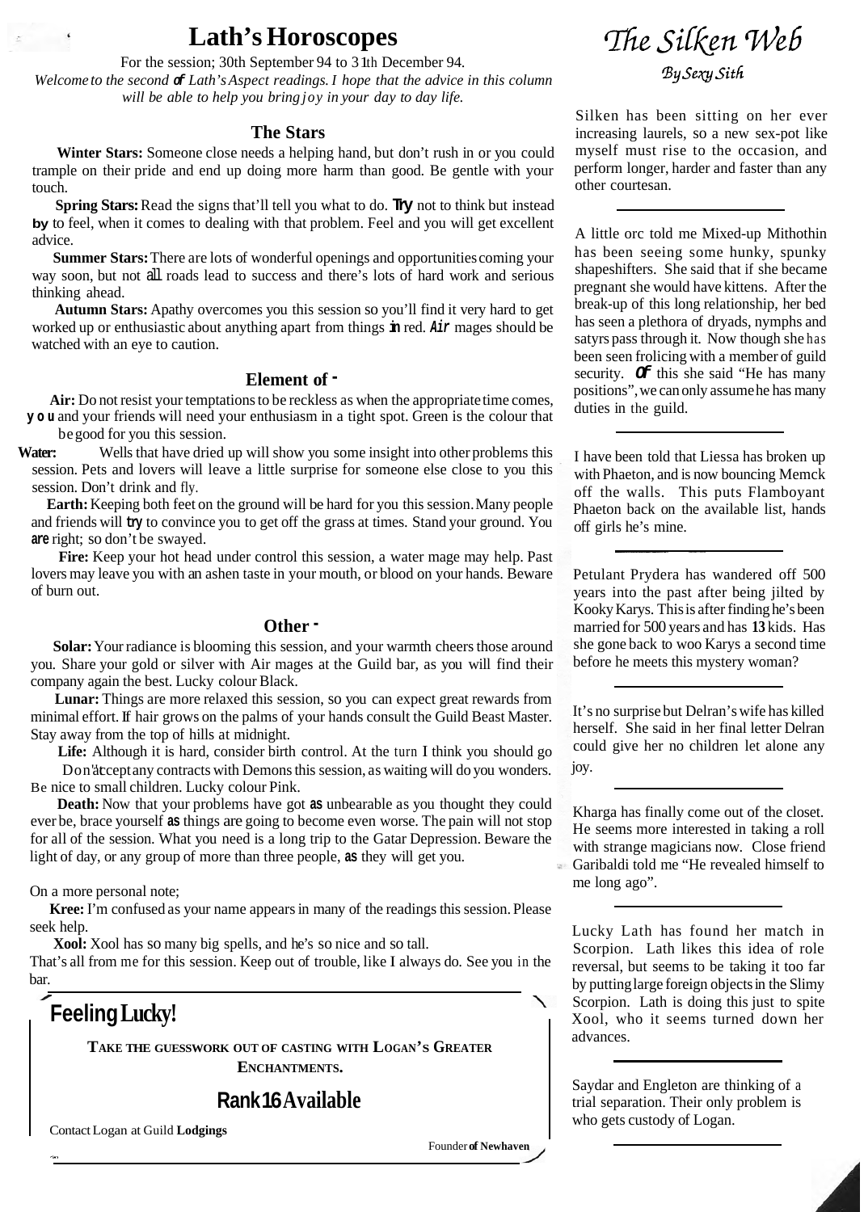# Lath's Horoscopes

For the session; 30th September 94 to 31th December 94.

*Welcome to the second of Lath's Aspect readings. I hope that the advice in this column will be able to help you bring joy in your day to day life.*

### The Stars

**Winter Stars:** Someone close needs a helping hand, but don't rush in or you could trample on their pride and end up doing more harm than good. Be gentle with your touch.

**Spring Stars:** Read the signs that'll tell you what to do. Try not to think but instead try to feel, when it comes to dealing with that problem. Feel and you will get excellent advice.

**Summer Stars:** There are lots of wonderful openings and opportunities coming your way soon, but not all roads lead to success and there's lots of hard work and serious thinking ahead.

**Autumn Stars:** Apathy overcomes you this session so you'll find it very hard to get worked up or enthusiastic about anything apart from things in red. Air mages should be watched with an eye to caution.

### Element of -

**Air:** Do not resist your temptations to be reckless as when the appropriate time comes, you and your friends will need your enthusiasm in a tight spot. Green is the colour that be good for you this session.

**Water:** Wells that have dried up will show you some insight into other problems this session. Pets and lovers will leave a little surprise for someone else close to you this session. Don't drink and fly.

**Earth:** Keeping both feet on the ground will be hard for you this session. Many people and friends will try to convince you to get off the grass at times. Stand your ground. You are right; so don't be swayed.

**Fire:** Keep your hot head under control this session, a water mage may help. Past lovers may leave you with an ashen taste in your mouth, or blood on your hands. Beware of burn out.

### Other -

**Solar:** Your radiance is blooming this session, and your warmth cheers those around you. Share your gold or silver with Air mages at the Guild bar, as you will find their company again the best. Lucky colour Black.

**Lunar:** Things are more relaxed this session, so you can expect great rewards from minimal effort. If hair grows on the palms of your hands consult the Guild Beast Master. Stay away from the top of hills at midnight.

**Life:** Although it is hard, consider birth control. At the turn I think you should go Don't accept any contracts with Demons this session, as waiting will do you wonders. Be nice to small children. Lucky colour Pink.

**Death:** Now that your problems have got as unbearable as you thought they could ever be, brace yourself as things are going to become even worse. The pain will not stop for all of the session. What you need is a long trip to the Gatar Depression. Beware the light of day, or any group of more than three people, as they will get you.

On a more personal note;

**Kree:** I'm confused as your name appears in many of the readings this session. Please seek help.

**Xool:** Xool has so many big spells, and he's so nice and so tall.

That's all from me for this session. Keep out of trouble, like I always do. See you in the bar.

---

## Feeling Lucky!

**TAKE THE GUESSWORK OUT OF CASTING WITH LOGAN'S GREATER ENCHANTMENTS.**

## Rank 16 Available

Contact Logan at Guild **Lodgings**

Founder **of Newhaven**

---

# *The Silken Web*

*By Sexy Sith*

Silken has been sitting on her ever increasing laurels, so a new sex-pot like myself must rise to the occasion, and perform longer, harder and faster than any other courtesan.

---

A little orc told me Mixed-up Mithothin has been seeing some hunky, spunky shapeshifters. She said that if she became pregnant she would have kittens. After the break-up of this long relationship, her bed has seen a plethora of dryads, nymphs and satyrs pass through it. Now though she has been seen frolicing with a member of guild security. Of this she said "He has many positions", we can only assume he has many duties in the guild.

---

I have been told that Liessa has broken up with Phaeton, and is now bouncing Memck off the walls. This puts Flamboyant Phaeton back on the available list, hands off girls he's mine.

---

Petulant Prydera has wandered off 500 years into the past after being jilted by Kooky Karys. This is after finding he's been married for 500 years and has 13 kids. Has she gone back to woo Karys a second time before he meets this mystery woman?

---

It's no surprise but Delran's wife has killed herself. She said in her final letter Delran could give her no children let alone any joy.

---

Kharga has finally come out of the closet. He seems more interested in taking a roll with strange magicians now. Close friend Garibaldi told me "He revealed himself to me long ago".

---

Lucky Lath has found her match in Scorpion. Lath likes this idea of role reversal, but seems to be taking it too far by putting large foreign objects in the Slimy Scorpion. Lath is doing this just to spite Xool, who it seems turned down her advances.

---

Saydar and Engleton are thinking of a trial separation. Their only problem is who gets custody of Logan.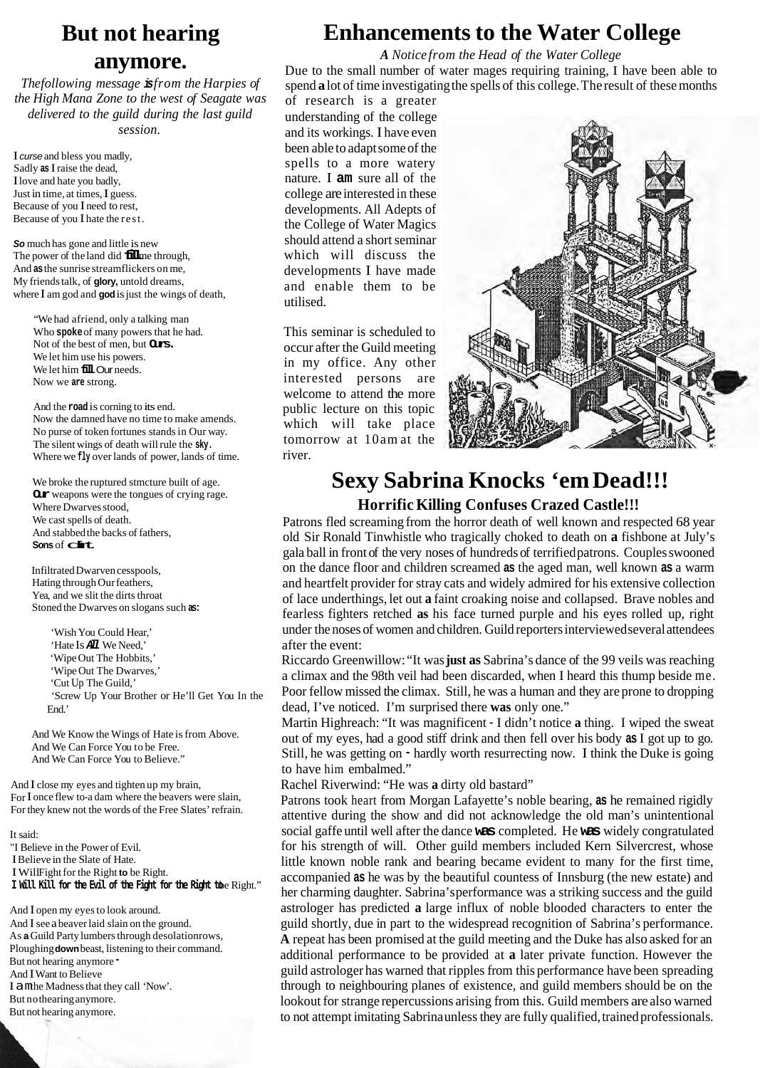# But not hearing anymore.

*Thefollowing message is from the Harpies of the High Mana Zone to the west of Seagate was delivered to the guild during the last guild session.*

I *curse* and bless you madly,
Sadly as I raise the dead,
I love and hate you badly,
Just in time, at times, I guess.
Because of you I need to rest,
Because of you I hate the rest.

*So* much has gone and little is new
The power of the land did 'fill me through,
And as the sunrise streamflickers on me,
My friends talk, of **glory,** untold dreams,
where I am god and **god** is just the wings of death,

"We had afriend, only a talking man
Who **spoke** of many powers that he had.
Not of the best of men, but **Ours.**
We let him use his powers.
We let him **fill** Our needs.
Now we **are** strong.

And the **road** is corning to its end.
Now the damned have no time to make amends.
No purse of token fortunes stands in Our way.
The silent wings of death will rule the **sky.**
Where we *fly* over lands of power, lands of time.

We broke the ruptured stmcture built of age.
**Our** weapons were the tongues of crying rage.
Where Dwarves stood,
We cast spells of death.
And stabbed the backs of fathers,
**Sons** of **Clint.**

Infiltrated Dwarven cesspools,
Hating through Our feathers,
Yea, and we slit the dirts throat
Stoned the Dwarves on slogans such as:

'Wish You Could Hear,'
'Hate Is *All* We Need,'
'Wipe Out The Hobbits,'
'Wipe Out The Dwarves,'
'Cut Up The Guild,'
'Screw Up Your Brother or He'll Get You In the End.'

And We Know the Wings of Hate is from Above.
And We Can Force You to be Free.
And We Can Force You to Believe."

And I close my eyes and tighten up my brain,
For I once flew to-a dam where the beavers were slain,
For they knew not the words of the Free Slates' refrain.

It said:
"I Believe in the Power of Evil.
I Believe in the Slate of Hate.
I Will Fight for the Right to be Right.
**I Will Kill for the Evil of the Fight for the Right to** be Right."

And I open my eyes to look around.
And I see a beaver laid slain on the ground.
As a Guild Party lumbers through desolationrows,
Ploughing **down** beast, listening to their command.
But not hearing anymore -
And I Want to Believe
I am the Madness that they call 'Now'.
But nothearing anymore.
But not hearing anymore.

# Enhancements to the Water College

*A Notice from the Head of the Water College*

Due to the small number of water mages requiring training, I have been able to spend a lot of time investigating the spells of this college. The result of these months of research is a greater understanding of the college and its workings. I have even been able to adapt some of the spells to a more watery nature. I am sure all of the college are interested in these developments. All Adepts of the College of Water Magics should attend a short seminar which will discuss the developments I have made and enable them to be utilised.

This seminar is scheduled to occur after the Guild meeting in my office. Any other interested persons are welcome to attend the more public lecture on this topic which will take place tomorrow at 10am at the river.

# Sexy Sabrina Knocks 'em Dead!!!

## Horrific Killing Confuses Crazed Castle!!!

Patrons fled screaming from the horror death of well known and respected 68 year old Sir Ronald Tinwhistle who tragically choked to death on a fishbone at July's gala ball in front of the very noses of hundreds of terrified patrons. Couples swooned on the dance floor and children screamed as the aged man, well known as a warm and heartfelt provider for stray cats and widely admired for his extensive collection of lace underthings, let out a faint croaking noise and collapsed. Brave nobles and fearless fighters retched as his face turned purple and his eyes rolled up, right under the noses of women and children. Guild reporters interviewed several attendees after the event:

Riccardo Greenwillow: "It was **just as** Sabrina's dance of the 99 veils was reaching a climax and the 98th veil had been discarded, when I heard this thump beside me. Poor fellow missed the climax. Still, he was a human and they are prone to dropping dead, I've noticed. I'm surprised there **was** only one."

Martin Highreach: "It was magnificent - I didn't notice a thing. I wiped the sweat out of my eyes, had a good stiff drink and then fell over his body as I got up to go. Still, he was getting on - hardly worth resurrecting now. I think the Duke is going to have him embalmed."

Rachel Riverwind: "He was a dirty old bastard"

Patrons took heart from Morgan Lafayette's noble bearing, as he remained rigidly attentive during the show and did not acknowledge the old man's unintentional social gaffe until well after the dance was completed. He was widely congratulated for his strength of will. Other guild members included Kern Silvercrest, whose little known noble rank and bearing became evident to many for the first time, accompanied as he was by the beautiful countess of Innsburg (the new estate) and her charming daughter. Sabrina's performance was a striking success and the guild astrologer has predicted a large influx of noble blooded characters to enter the guild shortly, due in part to the widespread recognition of Sabrina's performance. A repeat has been promised at the guild meeting and the Duke has also asked for an additional performance to be provided at a later private function. However the guild astrologer has warned that ripples from this performance have been spreading through to neighbouring planes of existence, and guild members should be on the lookout for strange repercussions arising from this. Guild members are also warned to not attempt imitating Sabrina unless they are fully qualified, trained professionals.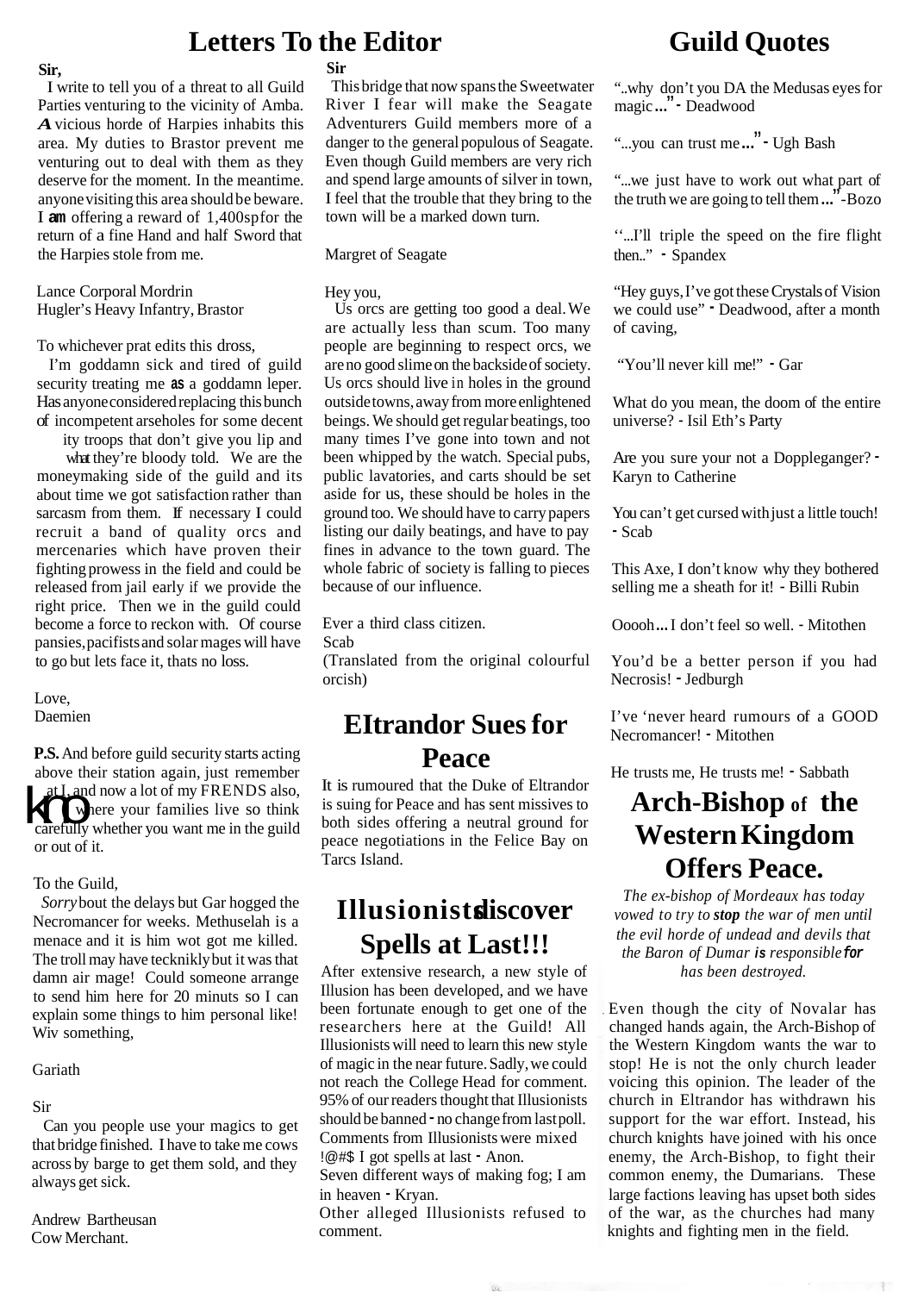# Letters To the Editor

**Sir,**

I write to tell you of a threat to all Guild Parties venturing to the vicinity of Amba. A vicious horde of Harpies inhabits this area. My duties to Brastor prevent me venturing out to deal with them as they deserve for the moment. In the meantime. anyone visiting this area should be beware. I am offering a reward of 1,400sp for the return of a fine Hand and half Sword that the Harpies stole from me.

Lance Corporal Mordrin
Hugler's Heavy Infantry, Brastor

To whichever prat edits this dross,

I'm goddamn sick and tired of guild security treating me as a goddamn leper. Has anyone considered replacing this bunch of incompetent arseholes for some decent ity troops that don't give you lip and what they're bloody told. We are the moneymaking side of the guild and its about time we got satisfaction rather than sarcasm from them. If necessary I could recruit a band of quality orcs and mercenaries which have proven their fighting prowess in the field and could be released from jail early if we provide the right price. Then we in the guild could become a force to reckon with. Of course pansies, pacifists and solar mages will have to go but lets face it, thats no loss.

Love,
Daemien

**P.S.** And before guild security starts acting above their station again, just remember at I, and now a lot of my FRENDS also, kno where your families live so think carefully whether you want me in the guild or out of it.

To the Guild,

*Sorry* bout the delays but Gar hogged the Necromancer for weeks. Methuselah is a menace and it is him wot got me killed. The troll may have tecknikly but it was that damn air mage! Could someone arrange to send him here for 20 minuts so I can explain some things to him personal like! Wiv something,

Gariath

Sir

Can you people use your magics to get that bridge finished. I have to take me cows across by barge to get them sold, and they always get sick.

Andrew Bartheusan
Cow Merchant.

**Sir**

This bridge that now spans the Sweetwater River I fear will make the Seagate Adventurers Guild members more of a danger to the general populous of Seagate. Even though Guild members are very rich and spend large amounts of silver in town, I feel that the trouble that they bring to the town will be a marked down turn.

Margret of Seagate

Hey you,

Us orcs are getting too good a deal. We are actually less than scum. Too many people are beginning to respect orcs, we are no good slime on the backside of society. Us orcs should live in holes in the ground outside towns, away from more enlightened beings. We should get regular beatings, too many times I've gone into town and not been whipped by the watch. Special pubs, public lavatories, and carts should be set aside for us, these should be holes in the ground too. We should have to carry papers listing our daily beatings, and have to pay fines in advance to the town guard. The whole fabric of society is falling to pieces because of our influence.

Ever a third class citizen.
Scab
(Translated from the original colourful orcish)

## Eltrandor Sues for Peace

It is rumoured that the Duke of Eltrandor is suing for Peace and has sent missives to both sides offering a neutral ground for peace negotiations in the Felice Bay on Tarcs Island.

## Illusionists discover Spells at Last!!!

After extensive research, a new style of Illusion has been developed, and we have been fortunate enough to get one of the researchers here at the Guild! All Illusionists will need to learn this new style of magic in the near future. Sadly, we could not reach the College Head for comment. 95% of our readers thought that Illusionists should be banned - no change from last poll. Comments from Illusionists were mixed
!@#$ I got spells at last - Anon.
Seven different ways of making fog; I am in heaven - Kryan.
Other alleged Illusionists refused to comment.

# Guild Quotes

"..why don't you DA the Medusas eyes for magic..." - Deadwood

"...you can trust me..." - Ugh Bash

"...we just have to work out what part of the truth we are going to tell them..." -Bozo

"...I'll triple the speed on the fire flight then.." - Spandex

"Hey guys, I've got these Crystals of Vision we could use" - Deadwood, after a month of caving,

"You'll never kill me!" - Gar

What do you mean, the doom of the entire universe? - Isil Eth's Party

Are you sure your not a Doppleganger? - Karyn to Catherine

You can't get cursed with just a little touch! - Scab

This Axe, I don't know why they bothered selling me a sheath for it! - Billi Rubin

Ooooh... I don't feel so well. - Mitothen

You'd be a better person if you had Necrosis! - Jedburgh

I've 'never heard rumours of a GOOD Necromancer! - Mitothen

He trusts me, He trusts me! - Sabbath

## Arch-Bishop of the Western Kingdom Offers Peace.

*The ex-bishop of Mordeaux has today vowed to try to **stop** the war of men until the evil horde of undead and devils that the Baron of Dumar **is** responsible **for** has been destroyed.*

Even though the city of Novalar has changed hands again, the Arch-Bishop of the Western Kingdom wants the war to stop! He is not the only church leader voicing this opinion. The leader of the church in Eltrandor has withdrawn his support for the war effort. Instead, his church knights have joined with his once enemy, the Arch-Bishop, to fight their common enemy, the Dumarians. These large factions leaving has upset both sides of the war, as the churches had many knights and fighting men in the field.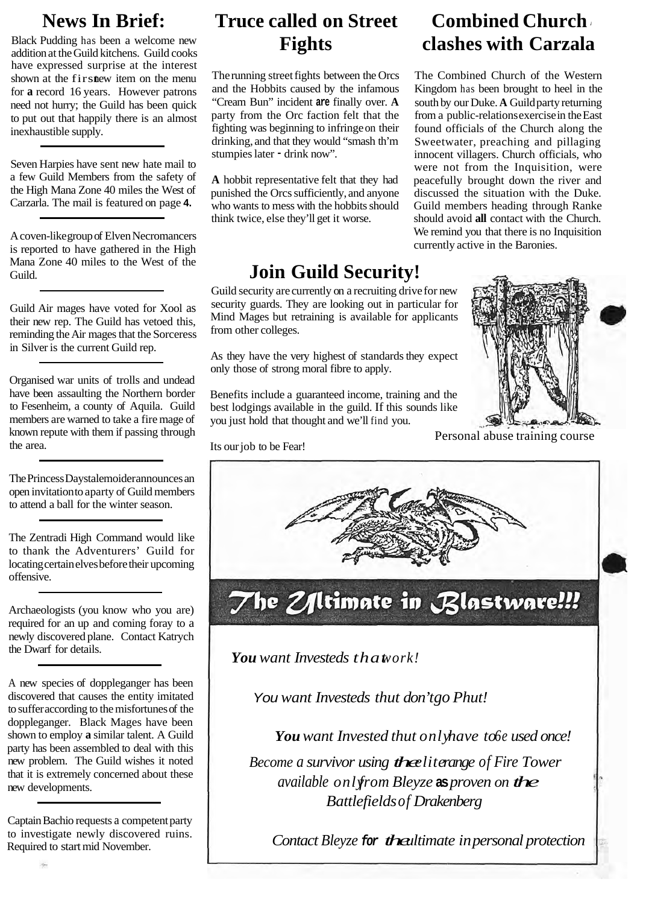## News In Brief:

Black Pudding has been a welcome new addition at the Guild kitchens. Guild cooks have expressed surprise at the interest shown at the first new item on the menu for **a** record 16 years. However patrons need not hurry; the Guild has been quick to put out that happily there is an almost inexhaustible supply.

---

Seven Harpies have sent new hate mail to a few Guild Members from the safety of the High Mana Zone 40 miles the West of Carzarla. The mail is featured on page **4.**

---

A coven-like group of Elven Necromancers is reported to have gathered in the High Mana Zone 40 miles to the West of the Guild.

---

Guild Air mages have voted for Xool as their new rep. The Guild has vetoed this, reminding the Air mages that the Sorceress in Silver is the current Guild rep.

---

Organised war units of trolls and undead have been assaulting the Northern border to Fesenheim, a county of Aquila. Guild members are warned to take a fire mage of known repute with them if passing through the area.

---

The Princess Daystalemoider announces an open invitation to a party of Guild members to attend a ball for the winter season.

---

The Zentradi High Command would like to thank the Adventurers' Guild for locating certain elves before their upcoming offensive.

---

Archaeologists (you know who you are) required for an up and coming foray to a newly discovered plane. Contact Katrych the Dwarf for details.

---

A new species of doppleganger has been discovered that causes the entity imitated to suffer according to the misfortunes of the doppleganger. Black Mages have been shown to employ **a** similar talent. A Guild party has been assembled to deal with this new problem. The Guild wishes it noted that it is extremely concerned about these new developments.

---

Captain Bachio requests a competent party to investigate newly discovered ruins. Required to start mid November.

## Truce called on Street Fights

The running street fights between the Orcs and the Hobbits caused by the infamous "Cream Bun" incident **are** finally over. **A** party from the Orc faction felt that the fighting was beginning to infringe on their drinking, and that they would "smash th'm stumpies later - drink now".

**A** hobbit representative felt that they had punished the Orcs sufficiently, and anyone who wants to mess with the hobbits should think twice, else they'll get it worse.

## Combined Church clashes with Carzala

The Combined Church of the Western Kingdom has been brought to heel in the south by our Duke. **A** Guild party returning from a public-relations exercise in the East found officials of the Church along the Sweetwater, preaching and pillaging innocent villagers. Church officials, who were not from the Inquisition, were peacefully brought down the river and discussed the situation with the Duke. Guild members heading through Ranke should avoid **all** contact with the Church. We remind you that there is no Inquisition currently active in the Baronies.

## Join Guild Security!

Guild security are currently on a recruiting drive for new security guards. They are looking out in particular for Mind Mages but retraining is available for applicants from other colleges.

As they have the very highest of standards they expect only those of strong moral fibre to apply.

Benefits include a guaranteed income, training and the best lodgings available in the guild. If this sounds like you just hold that thought and we'll find you.

Its our job to be Fear!

Personal abuse training course

## The Ultimate in Blastware!!!

***You*** *want Investeds that work!*

*You want Investeds thut don't go Phut!*

***You*** *want Invested thut only have to be used once!*

*Become a survivor using* ***the*** *elite range of Fire Tower available only from Bleyze* ***as*** *proven on* ***the*** *Battlefields of Drakenberg*

*Contact Bleyze* ***for the*** *ultimate in personal protection*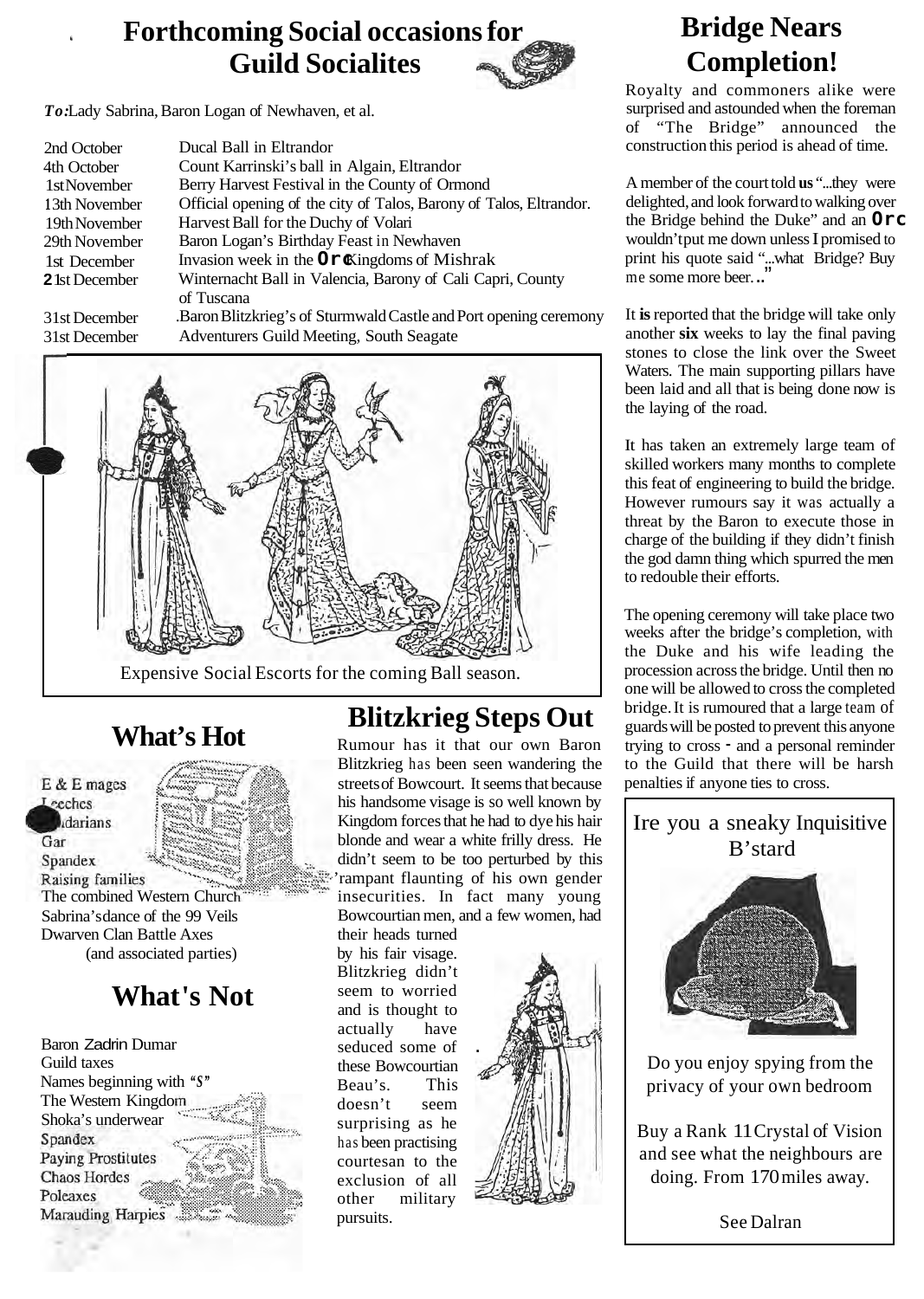## Forthcoming Social occasions for Guild Socialites

***To:*** Lady Sabrina, Baron Logan of Newhaven, et al.

| | |
|---|---|
| 2nd October | Ducal Ball in Eltrandor |
| 4th October | Count Karrinski's ball in Algain, Eltrandor |
| 1st November | Berry Harvest Festival in the County of Ormond |
| 13th November | Official opening of the city of Talos, Barony of Talos, Eltrandor. |
| 19th November | Harvest Ball for the Duchy of Volari |
| 29th November | Baron Logan's Birthday Feast in Newhaven |
| 1st December | Invasion week in the **Orc** Kingdoms of Mishrak |
| 21st December | Winternacht Ball in Valencia, Barony of Cali Capri, County of Tuscana |
| 31st December | .Baron Blitzkrieg's of Sturmwald Castle and Port opening ceremony |
| 31st December | Adventurers Guild Meeting, South Seagate |

Expensive Social Escorts for the coming Ball season.

## What's Hot

E & E mages
Leeches
...darians
Gar
Spandex
Raising families
The combined Western Church
Sabrina's dance of the 99 Veils
Dwarven Clan Battle Axes
(and associated parties)

## What's Not

Baron Zadrin Dumar
Guild taxes
Names beginning with "S"
The Western Kingdom
Shoka's underwear
Spandex
Paying Prostitutes
Chaos Hordes
Poleaxes
Marauding Harpies

## Blitzkrieg Steps Out

Rumour has it that our own Baron Blitzkrieg has been seen wandering the streets of Bowcourt. It seems that because his handsome visage is so well known by Kingdom forces that he had to dye his hair blonde and wear a white frilly dress. He didn't seem to be too perturbed by this rampant flaunting of his own gender insecurities. In fact many young Bowcourtian men, and a few women, had their heads turned by his fair visage. Blitzkrieg didn't seem to worried and is thought to actually have seduced some of these Bowcourtian Beau's. This doesn't seem surprising as he has been practising courtesan to the exclusion of all other military pursuits.

## Bridge Nears Completion!

Royalty and commoners alike were surprised and astounded when the foreman of "The Bridge" announced the construction this period is ahead of time.

A member of the court told **us** "...they were delighted, and look forward to walking over the Bridge behind the Duke" and an **Orc** wouldn't put me down unless I promised to print his quote said "...what Bridge? Buy me some more beer..."

It **is** reported that the bridge will take only another **six** weeks to lay the final paving stones to close the link over the Sweet Waters. The main supporting pillars have been laid and all that is being done now is the laying of the road.

It has taken an extremely large team of skilled workers many months to complete this feat of engineering to build the bridge. However rumours say it was actually a threat by the Baron to execute those in charge of the building if they didn't finish the god damn thing which spurred the men to redouble their efforts.

The opening ceremony will take place two weeks after the bridge's completion, with the Duke and his wife leading the procession across the bridge. Until then no one will be allowed to cross the completed bridge. It is rumoured that a large team of guards will be posted to prevent this anyone trying to cross - and a personal reminder to the Guild that there will be harsh penalties if anyone ties to cross.

---

Ire you a sneaky Inquisitive B'stard

Do you enjoy spying from the privacy of your own bedroom

Buy a Rank 11 Crystal of Vision and see what the neighbours are doing. From 170 miles away.

See Dalran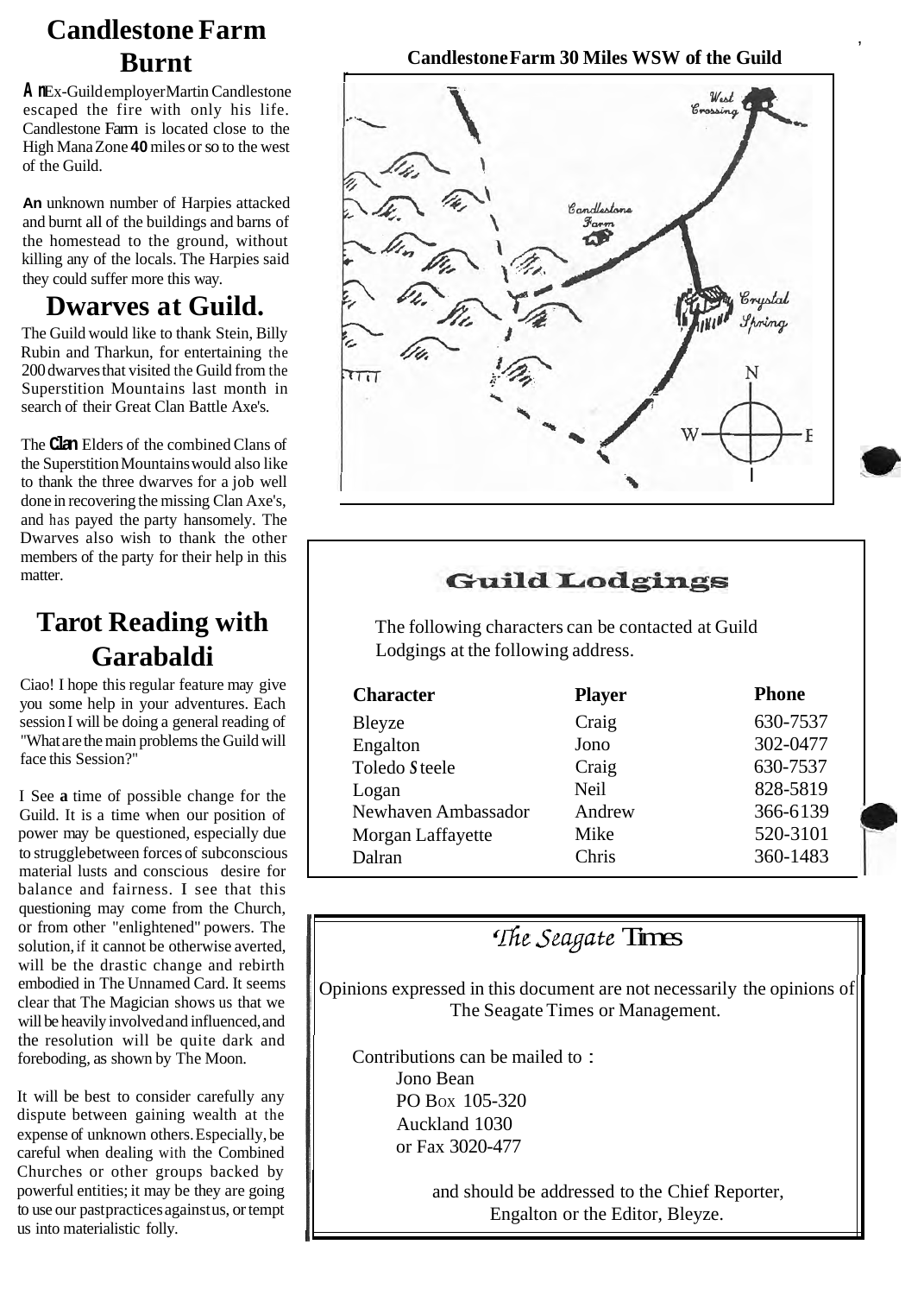# Candlestone Farm Burnt

An Ex-Guild employer Martin Candlestone escaped the fire with only his life. Candlestone Farm is located close to the High Mana Zone **40** miles or so to the west of the Guild.

**An** unknown number of Harpies attacked and burnt all of the buildings and barns of the homestead to the ground, without killing any of the locals. The Harpies said they could suffer more this way.

# Dwarves at Guild.

The Guild would like to thank Stein, Billy Rubin and Tharkun, for entertaining the 200 dwarves that visited the Guild from the Superstition Mountains last month in search of their Great Clan Battle Axe's.

The **Clan** Elders of the combined Clans of the Superstition Mountains would also like to thank the three dwarves for a job well done in recovering the missing Clan Axe's, and has payed the party hansomely. The Dwarves also wish to thank the other members of the party for their help in this matter.

# Tarot Reading with Garabaldi

Ciao! I hope this regular feature may give you some help in your adventures. Each session I will be doing a general reading of "What are the main problems the Guild will face this Session?"

I See **a** time of possible change for the Guild. It is a time when our position of power may be questioned, especially due to struggle between forces of subconscious material lusts and conscious desire for balance and fairness. I see that this questioning may come from the Church, or from other "enlightened" powers. The solution, if it cannot be otherwise averted, will be the drastic change and rebirth embodied in The Unnamed Card. It seems clear that The Magician shows us that we will be heavily involved and influenced, and the resolution will be quite dark and foreboding, as shown by The Moon.

It will be best to consider carefully any dispute between gaining wealth at the expense of unknown others. Especially, be careful when dealing with the Combined Churches or other groups backed by powerful entities; it may be they are going to use our past practices against us, or tempt us into materialistic folly.

**Candlestone Farm 30 Miles WSW of the Guild**

West Crossing

Candlestone Farm

Crystal Spring

N

W E

## Guild Lodgings

The following characters can be contacted at Guild Lodgings at the following address.

| Character | Player | Phone |
|---|---|---|
| Bleyze | Craig | 630-7537 |
| Engalton | Jono | 302-0477 |
| Toledo Steele | Craig | 630-7537 |
| Logan | Neil | 828-5819 |
| Newhaven Ambassador | Andrew | 366-6139 |
| Morgan Laffayette | Mike | 520-3101 |
| Dalran | Chris | 360-1483 |

## *The Seagate Times*

Opinions expressed in this document are not necessarily the opinions of The Seagate Times or Management.

Contributions can be mailed to :
Jono Bean
PO Box 105-320
Auckland 1030
or Fax 3020-477

and should be addressed to the Chief Reporter, Engalton or the Editor, Bleyze.